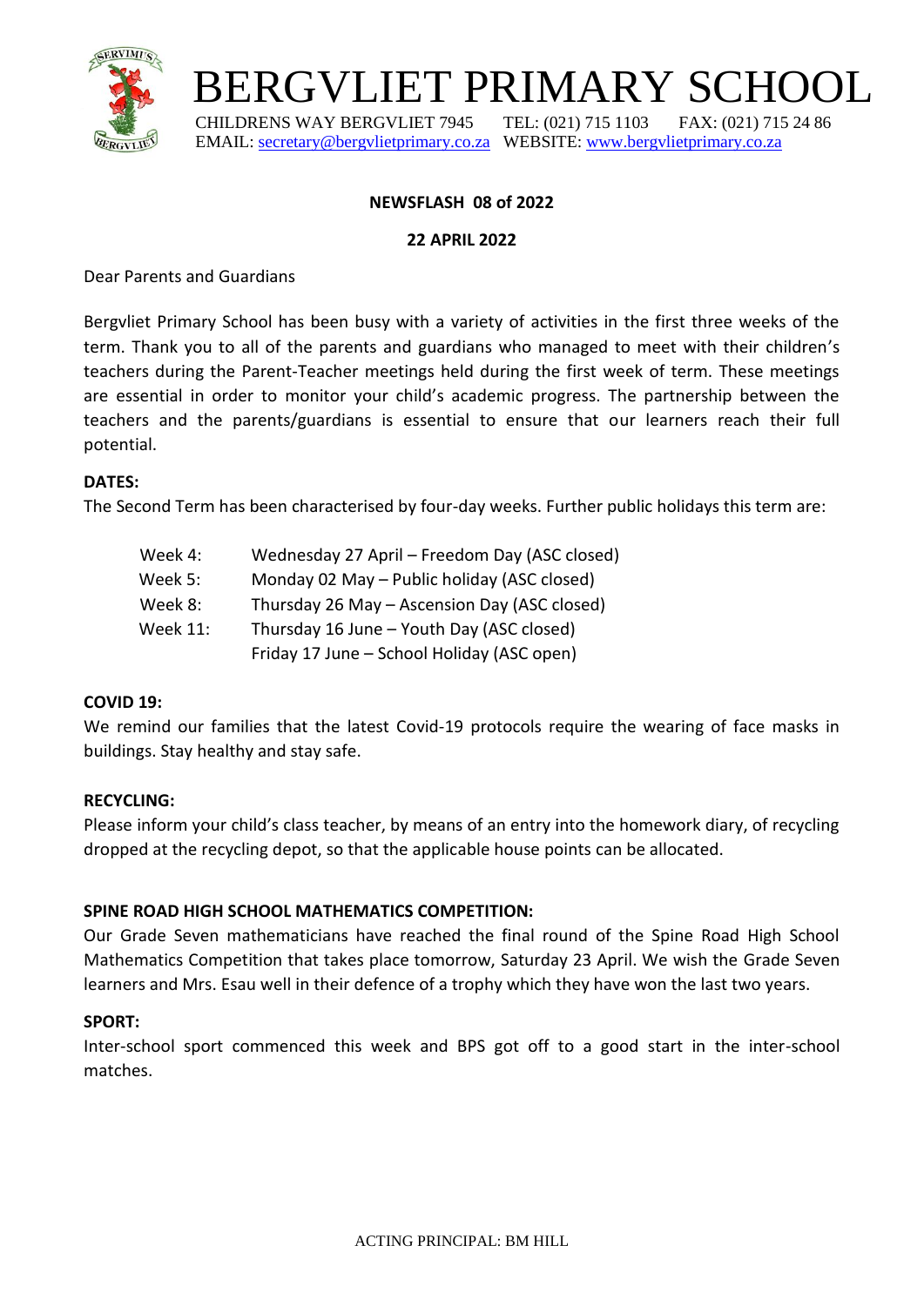# BERGVLIET PRIMARY SCHOOL

CHILDRENS WAY BERGVLIET 7945 TEL: (021) 715 1103 FAX: (021) 715 24 86
EMAIL: secretary@bergvlietprimary.co.za WEBSITE: www.bergvlietprimary.co.za

**NEWSFLASH 08 of 2022**

**22 APRIL 2022**

Dear Parents and Guardians

Bergvliet Primary School has been busy with a variety of activities in the first three weeks of the term. Thank you to all of the parents and guardians who managed to meet with their children's teachers during the Parent-Teacher meetings held during the first week of term. These meetings are essential in order to monitor your child's academic progress. The partnership between the teachers and the parents/guardians is essential to ensure that our learners reach their full potential.

**DATES:**

The Second Term has been characterised by four-day weeks. Further public holidays this term are:

| | |
|---|---|
| Week 4: | Wednesday 27 April – Freedom Day (ASC closed) |
| Week 5: | Monday 02 May – Public holiday (ASC closed) |
| Week 8: | Thursday 26 May – Ascension Day (ASC closed) |
| Week 11: | Thursday 16 June – Youth Day (ASC closed) |
| | Friday 17 June – School Holiday (ASC open) |

**COVID 19:**

We remind our families that the latest Covid-19 protocols require the wearing of face masks in buildings. Stay healthy and stay safe.

**RECYCLING:**

Please inform your child's class teacher, by means of an entry into the homework diary, of recycling dropped at the recycling depot, so that the applicable house points can be allocated.

**SPINE ROAD HIGH SCHOOL MATHEMATICS COMPETITION:**

Our Grade Seven mathematicians have reached the final round of the Spine Road High School Mathematics Competition that takes place tomorrow, Saturday 23 April. We wish the Grade Seven learners and Mrs. Esau well in their defence of a trophy which they have won the last two years.

**SPORT:**

Inter-school sport commenced this week and BPS got off to a good start in the inter-school matches.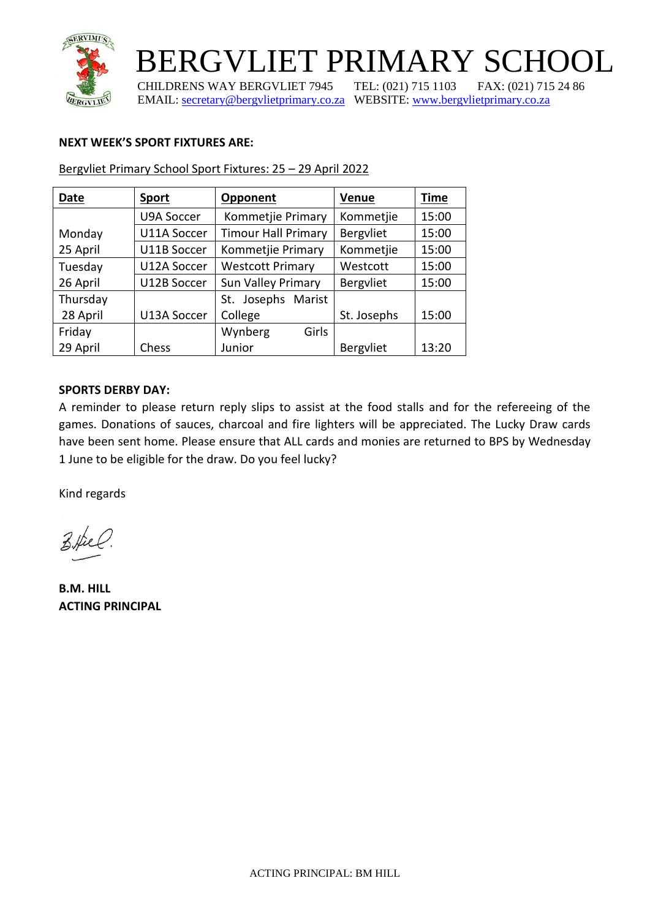# BERGVLIET PRIMARY SCHOOL

CHILDRENS WAY BERGVLIET 7945 TEL: (021) 715 1103 FAX: (021) 715 24 86
EMAIL: secretary@bergvlietprimary.co.za WEBSITE: www.bergvlietprimary.co.za

**NEXT WEEK'S SPORT FIXTURES ARE:**

Bergvliet Primary School Sport Fixtures: 25 – 29 April 2022

| Date | Sport | Opponent | Venue | Time |
|---|---|---|---|---|
| Monday 25 April | U9A Soccer | Kommetjie Primary | Kommetjie | 15:00 |
| | U11A Soccer | Timour Hall Primary | Bergvliet | 15:00 |
| | U11B Soccer | Kommetjie Primary | Kommetjie | 15:00 |
| Tuesday 26 April | U12A Soccer | Westcott Primary | Westcott | 15:00 |
| | U12B Soccer | Sun Valley Primary | Bergvliet | 15:00 |
| Thursday 28 April | U13A Soccer | St. Josephs Marist College | St. Josephs | 15:00 |
| Friday 29 April | Chess | Wynberg Girls Junior | Bergvliet | 13:20 |

**SPORTS DERBY DAY:**

A reminder to please return reply slips to assist at the food stalls and for the refereeing of the games. Donations of sauces, charcoal and fire lighters will be appreciated. The Lucky Draw cards have been sent home. Please ensure that ALL cards and monies are returned to BPS by Wednesday 1 June to be eligible for the draw. Do you feel lucky?

Kind regards

**B.M. HILL**
**ACTING PRINCIPAL**